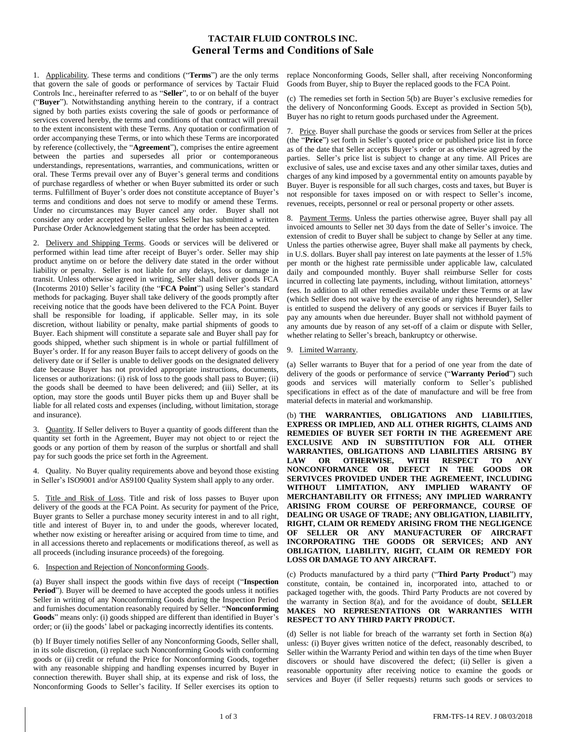# TACTAIR FLUID CONTROLS INC.
## General Terms and Conditions of Sale

1. Applicability. These terms and conditions ("**Terms**") are the only terms that govern the sale of goods or performance of services by Tactair Fluid Controls Inc., hereinafter referred to as "**Seller**", to or on behalf of the buyer ("**Buyer**"). Notwithstanding anything herein to the contrary, if a contract signed by both parties exists covering the sale of goods or performance of services covered hereby, the terms and conditions of that contract will prevail to the extent inconsistent with these Terms. Any quotation or confirmation of order accompanying these Terms, or into which these Terms are incorporated by reference (collectively, the "**Agreement**"), comprises the entire agreement between the parties and supersedes all prior or contemporaneous understandings, representations, warranties, and communications, written or oral. These Terms prevail over any of Buyer's general terms and conditions of purchase regardless of whether or when Buyer submitted its order or such terms. Fulfillment of Buyer's order does not constitute acceptance of Buyer's terms and conditions and does not serve to modify or amend these Terms. Under no circumstances may Buyer cancel any order. Buyer shall not consider any order accepted by Seller unless Seller has submitted a written Purchase Order Acknowledgement stating that the order has been accepted.

2. Delivery and Shipping Terms. Goods or services will be delivered or performed within lead time after receipt of Buyer's order. Seller may ship product anytime on or before the delivery date stated in the order without liability or penalty. Seller is not liable for any delays, loss or damage in transit. Unless otherwise agreed in writing, Seller shall deliver goods FCA (Incoterms 2010) Seller's facility (the "**FCA Point**") using Seller's standard methods for packaging. Buyer shall take delivery of the goods promptly after receiving notice that the goods have been delivered to the FCA Point. Buyer shall be responsible for loading, if applicable. Seller may, in its sole discretion, without liability or penalty, make partial shipments of goods to Buyer. Each shipment will constitute a separate sale and Buyer shall pay for goods shipped, whether such shipment is in whole or partial fulfillment of Buyer's order. If for any reason Buyer fails to accept delivery of goods on the delivery date or if Seller is unable to deliver goods on the designated delivery date because Buyer has not provided appropriate instructions, documents, licenses or authorizations: (i) risk of loss to the goods shall pass to Buyer; (ii) the goods shall be deemed to have been delivered; and (iii) Seller, at its option, may store the goods until Buyer picks them up and Buyer shall be liable for all related costs and expenses (including, without limitation, storage and insurance).

3. Quantity. If Seller delivers to Buyer a quantity of goods different than the quantity set forth in the Agreement, Buyer may not object to or reject the goods or any portion of them by reason of the surplus or shortfall and shall pay for such goods the price set forth in the Agreement.

4. Quality. No Buyer quality requirements above and beyond those existing in Seller's ISO9001 and/or AS9100 Quality System shall apply to any order.

5. Title and Risk of Loss. Title and risk of loss passes to Buyer upon delivery of the goods at the FCA Point. As security for payment of the Price, Buyer grants to Seller a purchase money security interest in and to all right, title and interest of Buyer in, to and under the goods, wherever located, whether now existing or hereafter arising or acquired from time to time, and in all accessions thereto and replacements or modifications thereof, as well as all proceeds (including insurance proceeds) of the foregoing.

6. Inspection and Rejection of Nonconforming Goods.

(a) Buyer shall inspect the goods within five days of receipt ("**Inspection Period**"). Buyer will be deemed to have accepted the goods unless it notifies Seller in writing of any Nonconforming Goods during the Inspection Period and furnishes documentation reasonably required by Seller. "**Nonconforming Goods**" means only: (i) goods shipped are different than identified in Buyer's order; or (ii) the goods' label or packaging incorrectly identifies its contents.

(b) If Buyer timely notifies Seller of any Nonconforming Goods, Seller shall, in its sole discretion, (i) replace such Nonconforming Goods with conforming goods or (ii) credit or refund the Price for Nonconforming Goods, together with any reasonable shipping and handling expenses incurred by Buyer in connection therewith. Buyer shall ship, at its expense and risk of loss, the Nonconforming Goods to Seller's facility. If Seller exercises its option to replace Nonconforming Goods, Seller shall, after receiving Nonconforming Goods from Buyer, ship to Buyer the replaced goods to the FCA Point.

(c) The remedies set forth in Section 5(b) are Buyer's exclusive remedies for the delivery of Nonconforming Goods. Except as provided in Section 5(b), Buyer has no right to return goods purchased under the Agreement.

7. Price. Buyer shall purchase the goods or services from Seller at the prices (the "**Price**") set forth in Seller's quoted price or published price list in force as of the date that Seller accepts Buyer's order or as otherwise agreed by the parties. Seller's price list is subject to change at any time. All Prices are exclusive of sales, use and excise taxes and any other similar taxes, duties and charges of any kind imposed by a governmental entity on amounts payable by Buyer. Buyer is responsible for all such charges, costs and taxes, but Buyer is not responsible for taxes imposed on or with respect to Seller's income, revenues, receipts, personnel or real or personal property or other assets.

8. Payment Terms. Unless the parties otherwise agree, Buyer shall pay all invoiced amounts to Seller net 30 days from the date of Seller's invoice. The extension of credit to Buyer shall be subject to change by Seller at any time. Unless the parties otherwise agree, Buyer shall make all payments by check, in U.S. dollars. Buyer shall pay interest on late payments at the lesser of 1.5% per month or the highest rate permissible under applicable law, calculated daily and compounded monthly. Buyer shall reimburse Seller for costs incurred in collecting late payments, including, without limitation, attorneys' fees. In addition to all other remedies available under these Terms or at law (which Seller does not waive by the exercise of any rights hereunder), Seller is entitled to suspend the delivery of any goods or services if Buyer fails to pay any amounts when due hereunder. Buyer shall not withhold payment of any amounts due by reason of any set-off of a claim or dispute with Seller, whether relating to Seller's breach, bankruptcy or otherwise.

9. Limited Warranty.

(a) Seller warrants to Buyer that for a period of one year from the date of delivery of the goods or performance of service ("**Warranty Period**") such goods and services will materially conform to Seller's published specifications in effect as of the date of manufacture and will be free from material defects in material and workmanship.

(b) **THE WARRANTIES, OBLIGATIONS AND LIABILITIES, EXPRESS OR IMPLIED, AND ALL OTHER RIGHTS, CLAIMS AND REMEDIES OF BUYER SET FORTH IN THE AGREEMENT ARE EXCLUSIVE AND IN SUBSTITUTION FOR ALL OTHER WARRANTIES, OBLIGATIONS AND LIABILITIES ARISING BY LAW OR OTHERWISE, WITH RESPECT TO ANY NONCONFORMANCE OR DEFECT IN THE GOODS OR SERVIVCES PROVIDED UNDER THE AGREMEENT, INCLUDING WITHOUT LIMITATION, ANY IMPLIED WARANTY OF MERCHANTABILITY OR FITNESS; ANY IMPLIED WARRANTY ARISING FROM COURSE OF PERFORMANCE, COURSE OF DEALING OR USAGE OF TRADE; ANY OBLIGATION, LIABILITY, RIGHT, CLAIM OR REMEDY ARISING FROM THE NEGLIGENCE OF SELLER OR ANY MANUFACTURER OF AIRCRAFT INCORPORATING THE GOODS OR SERVICES; AND ANY OBLIGATION, LIABILITY, RIGHT, CLAIM OR REMEDY FOR LOSS OR DAMAGE TO ANY AIRCRAFT.**

(c) Products manufactured by a third party ("**Third Party Product**") may constitute, contain, be contained in, incorporated into, attached to or packaged together with, the goods. Third Party Products are not covered by the warranty in Section 8(a), and for the avoidance of doubt, **SELLER MAKES NO REPRESENTATIONS OR WARRANTIES WITH RESPECT TO ANY THIRD PARTY PRODUCT.**

(d) Seller is not liable for breach of the warranty set forth in Section 8(a) unless: (i) Buyer gives written notice of the defect, reasonably described, to Seller within the Warranty Period and within ten days of the time when Buyer discovers or should have discovered the defect; (ii) Seller is given a reasonable opportunity after receiving notice to examine the goods or services and Buyer (if Seller requests) returns such goods or services to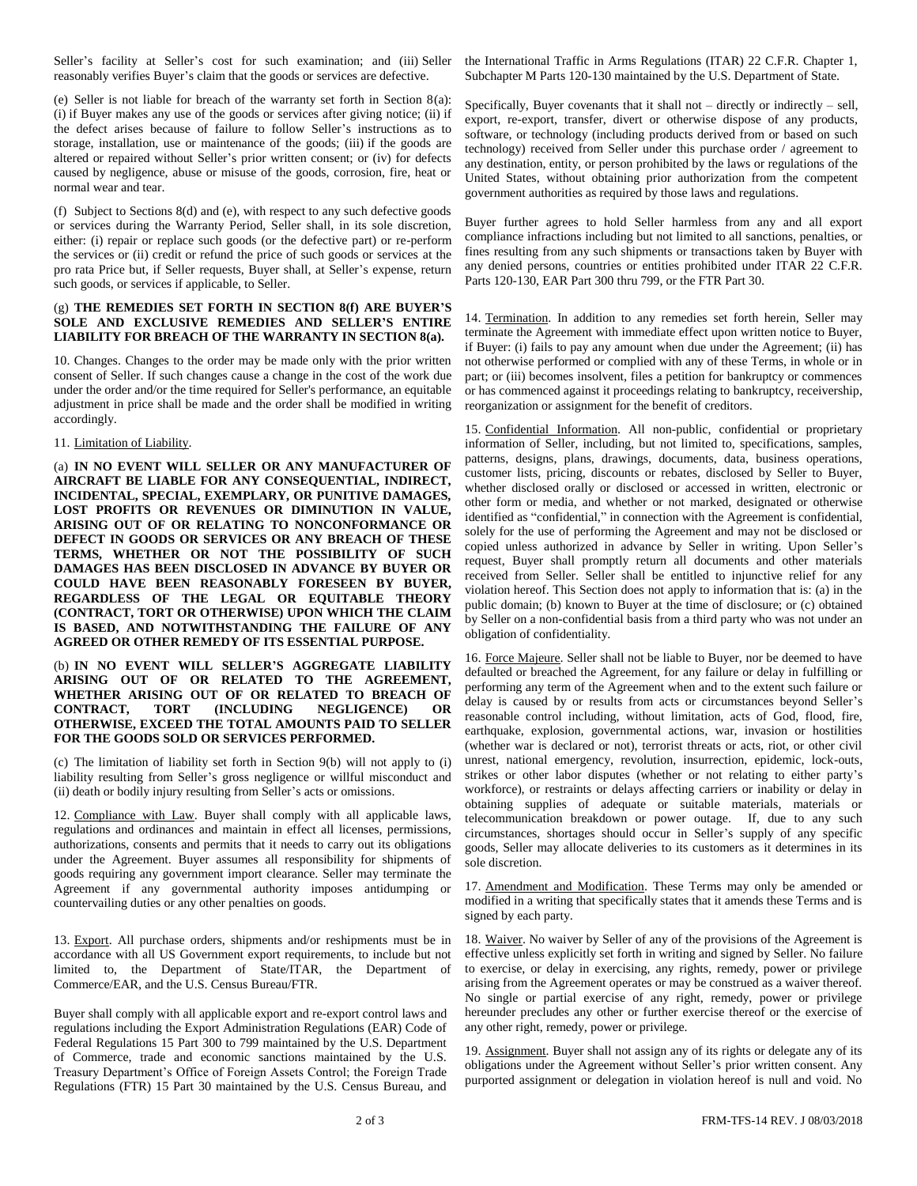Seller's facility at Seller's cost for such examination; and (iii) Seller reasonably verifies Buyer's claim that the goods or services are defective.

(e) Seller is not liable for breach of the warranty set forth in Section 8(a): (i) if Buyer makes any use of the goods or services after giving notice; (ii) if the defect arises because of failure to follow Seller's instructions as to storage, installation, use or maintenance of the goods; (iii) if the goods are altered or repaired without Seller's prior written consent; or (iv) for defects caused by negligence, abuse or misuse of the goods, corrosion, fire, heat or normal wear and tear.

(f) Subject to Sections 8(d) and (e), with respect to any such defective goods or services during the Warranty Period, Seller shall, in its sole discretion, either: (i) repair or replace such goods (or the defective part) or re-perform the services or (ii) credit or refund the price of such goods or services at the pro rata Price but, if Seller requests, Buyer shall, at Seller's expense, return such goods, or services if applicable, to Seller.

(g) **THE REMEDIES SET FORTH IN SECTION 8(f) ARE BUYER'S SOLE AND EXCLUSIVE REMEDIES AND SELLER'S ENTIRE LIABILITY FOR BREACH OF THE WARRANTY IN SECTION 8(a).**

10. Changes. Changes to the order may be made only with the prior written consent of Seller. If such changes cause a change in the cost of the work due under the order and/or the time required for Seller's performance, an equitable adjustment in price shall be made and the order shall be modified in writing accordingly.

11. Limitation of Liability.

(a) **IN NO EVENT WILL SELLER OR ANY MANUFACTURER OF AIRCRAFT BE LIABLE FOR ANY CONSEQUENTIAL, INDIRECT, INCIDENTAL, SPECIAL, EXEMPLARY, OR PUNITIVE DAMAGES, LOST PROFITS OR REVENUES OR DIMINUTION IN VALUE, ARISING OUT OF OR RELATING TO NONCONFORMANCE OR DEFECT IN GOODS OR SERVICES OR ANY BREACH OF THESE TERMS, WHETHER OR NOT THE POSSIBILITY OF SUCH DAMAGES HAS BEEN DISCLOSED IN ADVANCE BY BUYER OR COULD HAVE BEEN REASONABLY FORESEEN BY BUYER, REGARDLESS OF THE LEGAL OR EQUITABLE THEORY (CONTRACT, TORT OR OTHERWISE) UPON WHICH THE CLAIM IS BASED, AND NOTWITHSTANDING THE FAILURE OF ANY AGREED OR OTHER REMEDY OF ITS ESSENTIAL PURPOSE.**

(b) **IN NO EVENT WILL SELLER'S AGGREGATE LIABILITY ARISING OUT OF OR RELATED TO THE AGREEMENT, WHETHER ARISING OUT OF OR RELATED TO BREACH OF CONTRACT, TORT (INCLUDING NEGLIGENCE) OR OTHERWISE, EXCEED THE TOTAL AMOUNTS PAID TO SELLER FOR THE GOODS SOLD OR SERVICES PERFORMED.**

(c) The limitation of liability set forth in Section 9(b) will not apply to (i) liability resulting from Seller's gross negligence or willful misconduct and (ii) death or bodily injury resulting from Seller's acts or omissions.

12. Compliance with Law. Buyer shall comply with all applicable laws, regulations and ordinances and maintain in effect all licenses, permissions, authorizations, consents and permits that it needs to carry out its obligations under the Agreement. Buyer assumes all responsibility for shipments of goods requiring any government import clearance. Seller may terminate the Agreement if any governmental authority imposes antidumping or countervailing duties or any other penalties on goods.

13. Export. All purchase orders, shipments and/or reshipments must be in accordance with all US Government export requirements, to include but not limited to, the Department of State/ITAR, the Department of Commerce/EAR, and the U.S. Census Bureau/FTR.

Buyer shall comply with all applicable export and re-export control laws and regulations including the Export Administration Regulations (EAR) Code of Federal Regulations 15 Part 300 to 799 maintained by the U.S. Department of Commerce, trade and economic sanctions maintained by the U.S. Treasury Department's Office of Foreign Assets Control; the Foreign Trade Regulations (FTR) 15 Part 30 maintained by the U.S. Census Bureau, and the International Traffic in Arms Regulations (ITAR) 22 C.F.R. Chapter 1, Subchapter M Parts 120-130 maintained by the U.S. Department of State.

Specifically, Buyer covenants that it shall not – directly or indirectly – sell, export, re-export, transfer, divert or otherwise dispose of any products, software, or technology (including products derived from or based on such technology) received from Seller under this purchase order / agreement to any destination, entity, or person prohibited by the laws or regulations of the United States, without obtaining prior authorization from the competent government authorities as required by those laws and regulations.

Buyer further agrees to hold Seller harmless from any and all export compliance infractions including but not limited to all sanctions, penalties, or fines resulting from any such shipments or transactions taken by Buyer with any denied persons, countries or entities prohibited under ITAR 22 C.F.R. Parts 120-130, EAR Part 300 thru 799, or the FTR Part 30.

14. Termination. In addition to any remedies set forth herein, Seller may terminate the Agreement with immediate effect upon written notice to Buyer, if Buyer: (i) fails to pay any amount when due under the Agreement; (ii) has not otherwise performed or complied with any of these Terms, in whole or in part; or (iii) becomes insolvent, files a petition for bankruptcy or commences or has commenced against it proceedings relating to bankruptcy, receivership, reorganization or assignment for the benefit of creditors.

15. Confidential Information. All non-public, confidential or proprietary information of Seller, including, but not limited to, specifications, samples, patterns, designs, plans, drawings, documents, data, business operations, customer lists, pricing, discounts or rebates, disclosed by Seller to Buyer, whether disclosed orally or disclosed or accessed in written, electronic or other form or media, and whether or not marked, designated or otherwise identified as "confidential," in connection with the Agreement is confidential, solely for the use of performing the Agreement and may not be disclosed or copied unless authorized in advance by Seller in writing. Upon Seller's request, Buyer shall promptly return all documents and other materials received from Seller. Seller shall be entitled to injunctive relief for any violation hereof. This Section does not apply to information that is: (a) in the public domain; (b) known to Buyer at the time of disclosure; or (c) obtained by Seller on a non-confidential basis from a third party who was not under an obligation of confidentiality.

16. Force Majeure. Seller shall not be liable to Buyer, nor be deemed to have defaulted or breached the Agreement, for any failure or delay in fulfilling or performing any term of the Agreement when and to the extent such failure or delay is caused by or results from acts or circumstances beyond Seller's reasonable control including, without limitation, acts of God, flood, fire, earthquake, explosion, governmental actions, war, invasion or hostilities (whether war is declared or not), terrorist threats or acts, riot, or other civil unrest, national emergency, revolution, insurrection, epidemic, lock-outs, strikes or other labor disputes (whether or not relating to either party's workforce), or restraints or delays affecting carriers or inability or delay in obtaining supplies of adequate or suitable materials, materials or telecommunication breakdown or power outage. If, due to any such circumstances, shortages should occur in Seller's supply of any specific goods, Seller may allocate deliveries to its customers as it determines in its sole discretion.

17. Amendment and Modification. These Terms may only be amended or modified in a writing that specifically states that it amends these Terms and is signed by each party.

18. Waiver. No waiver by Seller of any of the provisions of the Agreement is effective unless explicitly set forth in writing and signed by Seller. No failure to exercise, or delay in exercising, any rights, remedy, power or privilege arising from the Agreement operates or may be construed as a waiver thereof. No single or partial exercise of any right, remedy, power or privilege hereunder precludes any other or further exercise thereof or the exercise of any other right, remedy, power or privilege.

19. Assignment. Buyer shall not assign any of its rights or delegate any of its obligations under the Agreement without Seller's prior written consent. Any purported assignment or delegation in violation hereof is null and void. No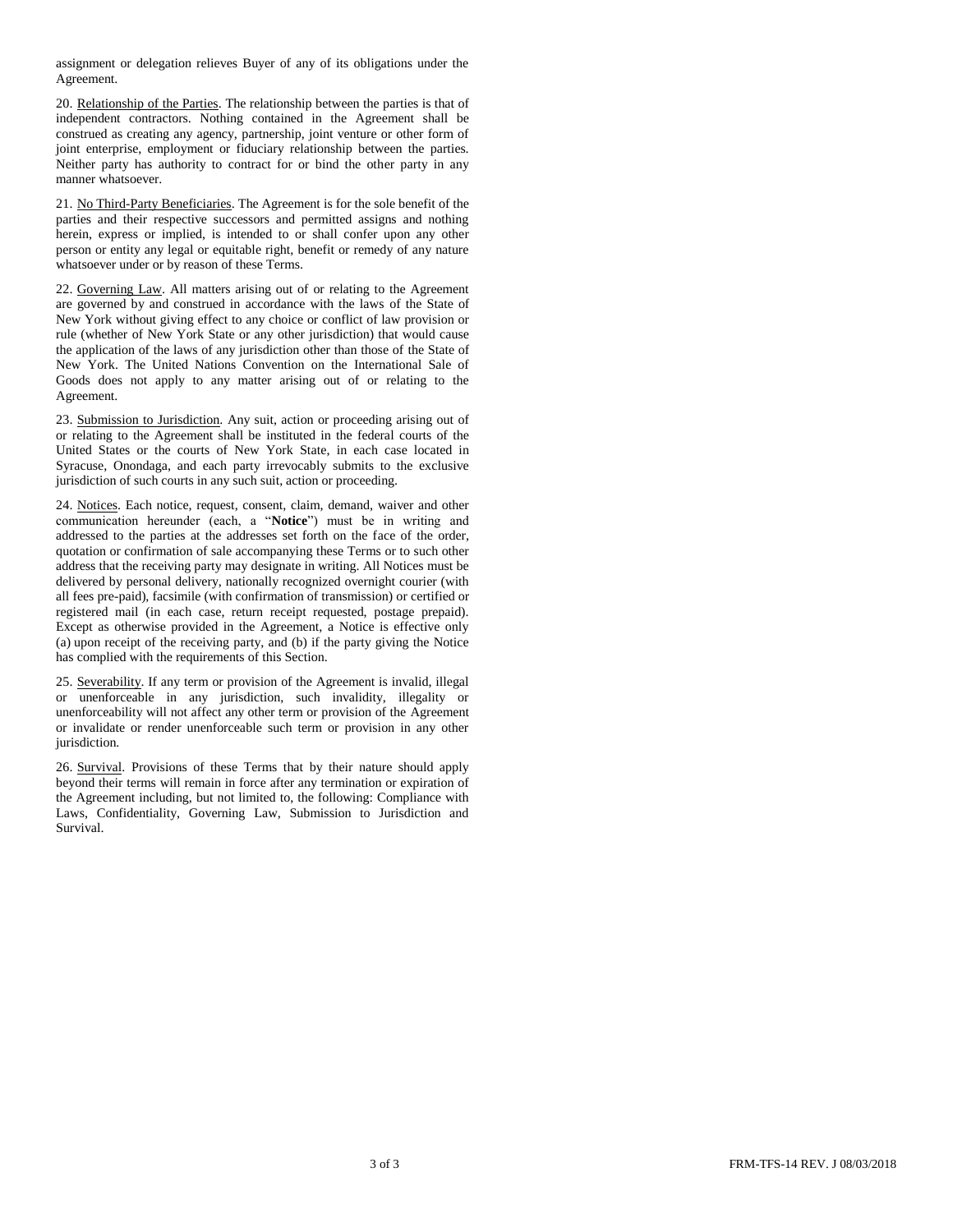assignment or delegation relieves Buyer of any of its obligations under the Agreement.

20. Relationship of the Parties. The relationship between the parties is that of independent contractors. Nothing contained in the Agreement shall be construed as creating any agency, partnership, joint venture or other form of joint enterprise, employment or fiduciary relationship between the parties. Neither party has authority to contract for or bind the other party in any manner whatsoever.

21. No Third-Party Beneficiaries. The Agreement is for the sole benefit of the parties and their respective successors and permitted assigns and nothing herein, express or implied, is intended to or shall confer upon any other person or entity any legal or equitable right, benefit or remedy of any nature whatsoever under or by reason of these Terms.

22. Governing Law. All matters arising out of or relating to the Agreement are governed by and construed in accordance with the laws of the State of New York without giving effect to any choice or conflict of law provision or rule (whether of New York State or any other jurisdiction) that would cause the application of the laws of any jurisdiction other than those of the State of New York. The United Nations Convention on the International Sale of Goods does not apply to any matter arising out of or relating to the Agreement.

23. Submission to Jurisdiction. Any suit, action or proceeding arising out of or relating to the Agreement shall be instituted in the federal courts of the United States or the courts of New York State, in each case located in Syracuse, Onondaga, and each party irrevocably submits to the exclusive jurisdiction of such courts in any such suit, action or proceeding.

24. Notices. Each notice, request, consent, claim, demand, waiver and other communication hereunder (each, a "**Notice**") must be in writing and addressed to the parties at the addresses set forth on the face of the order, quotation or confirmation of sale accompanying these Terms or to such other address that the receiving party may designate in writing. All Notices must be delivered by personal delivery, nationally recognized overnight courier (with all fees pre-paid), facsimile (with confirmation of transmission) or certified or registered mail (in each case, return receipt requested, postage prepaid). Except as otherwise provided in the Agreement, a Notice is effective only (a) upon receipt of the receiving party, and (b) if the party giving the Notice has complied with the requirements of this Section.

25. Severability. If any term or provision of the Agreement is invalid, illegal or unenforceable in any jurisdiction, such invalidity, illegality or unenforceability will not affect any other term or provision of the Agreement or invalidate or render unenforceable such term or provision in any other jurisdiction.

26. Survival. Provisions of these Terms that by their nature should apply beyond their terms will remain in force after any termination or expiration of the Agreement including, but not limited to, the following: Compliance with Laws, Confidentiality, Governing Law, Submission to Jurisdiction and Survival.